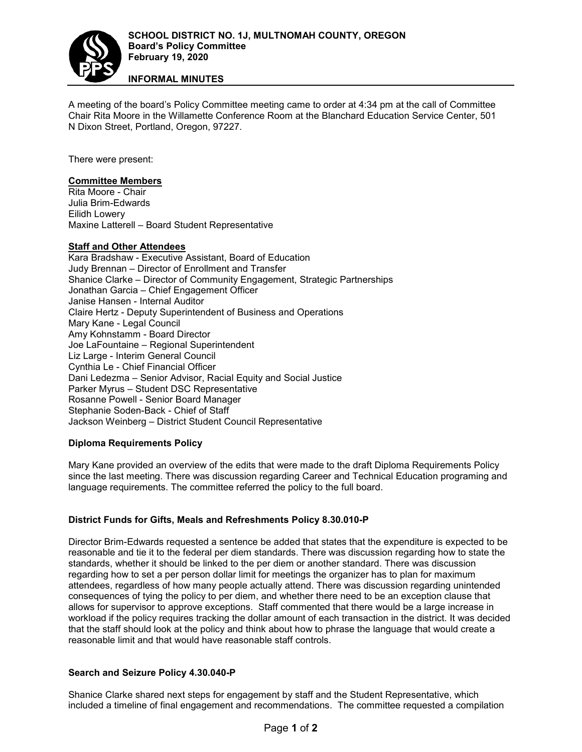**SCHOOL DISTRICT NO. 1J, MULTNOMAH COUNTY, OREGON**
**Board's Policy Committee**
**February 19, 2020**

**INFORMAL MINUTES**

A meeting of the board's Policy Committee meeting came to order at 4:34 pm at the call of Committee Chair Rita Moore in the Willamette Conference Room at the Blanchard Education Service Center, 501 N Dixon Street, Portland, Oregon, 97227.

There were present:

**Committee Members**
Rita Moore - Chair
Julia Brim-Edwards
Eilidh Lowery
Maxine Latterell – Board Student Representative

**Staff and Other Attendees**
Kara Bradshaw - Executive Assistant, Board of Education
Judy Brennan – Director of Enrollment and Transfer
Shanice Clarke – Director of Community Engagement, Strategic Partnerships
Jonathan Garcia – Chief Engagement Officer
Janise Hansen - Internal Auditor
Claire Hertz - Deputy Superintendent of Business and Operations
Mary Kane - Legal Council
Amy Kohnstamm - Board Director
Joe LaFountaine – Regional Superintendent
Liz Large - Interim General Council
Cynthia Le - Chief Financial Officer
Dani Ledezma – Senior Advisor, Racial Equity and Social Justice
Parker Myrus – Student DSC Representative
Rosanne Powell - Senior Board Manager
Stephanie Soden-Back - Chief of Staff
Jackson Weinberg – District Student Council Representative

**Diploma Requirements Policy**

Mary Kane provided an overview of the edits that were made to the draft Diploma Requirements Policy since the last meeting. There was discussion regarding Career and Technical Education programing and language requirements. The committee referred the policy to the full board.

**District Funds for Gifts, Meals and Refreshments Policy 8.30.010-P**

Director Brim-Edwards requested a sentence be added that states that the expenditure is expected to be reasonable and tie it to the federal per diem standards. There was discussion regarding how to state the standards, whether it should be linked to the per diem or another standard. There was discussion regarding how to set a per person dollar limit for meetings the organizer has to plan for maximum attendees, regardless of how many people actually attend. There was discussion regarding unintended consequences of tying the policy to per diem, and whether there need to be an exception clause that allows for supervisor to approve exceptions. Staff commented that there would be a large increase in workload if the policy requires tracking the dollar amount of each transaction in the district. It was decided that the staff should look at the policy and think about how to phrase the language that would create a reasonable limit and that would have reasonable staff controls.

**Search and Seizure Policy 4.30.040-P**

Shanice Clarke shared next steps for engagement by staff and the Student Representative, which included a timeline of final engagement and recommendations. The committee requested a compilation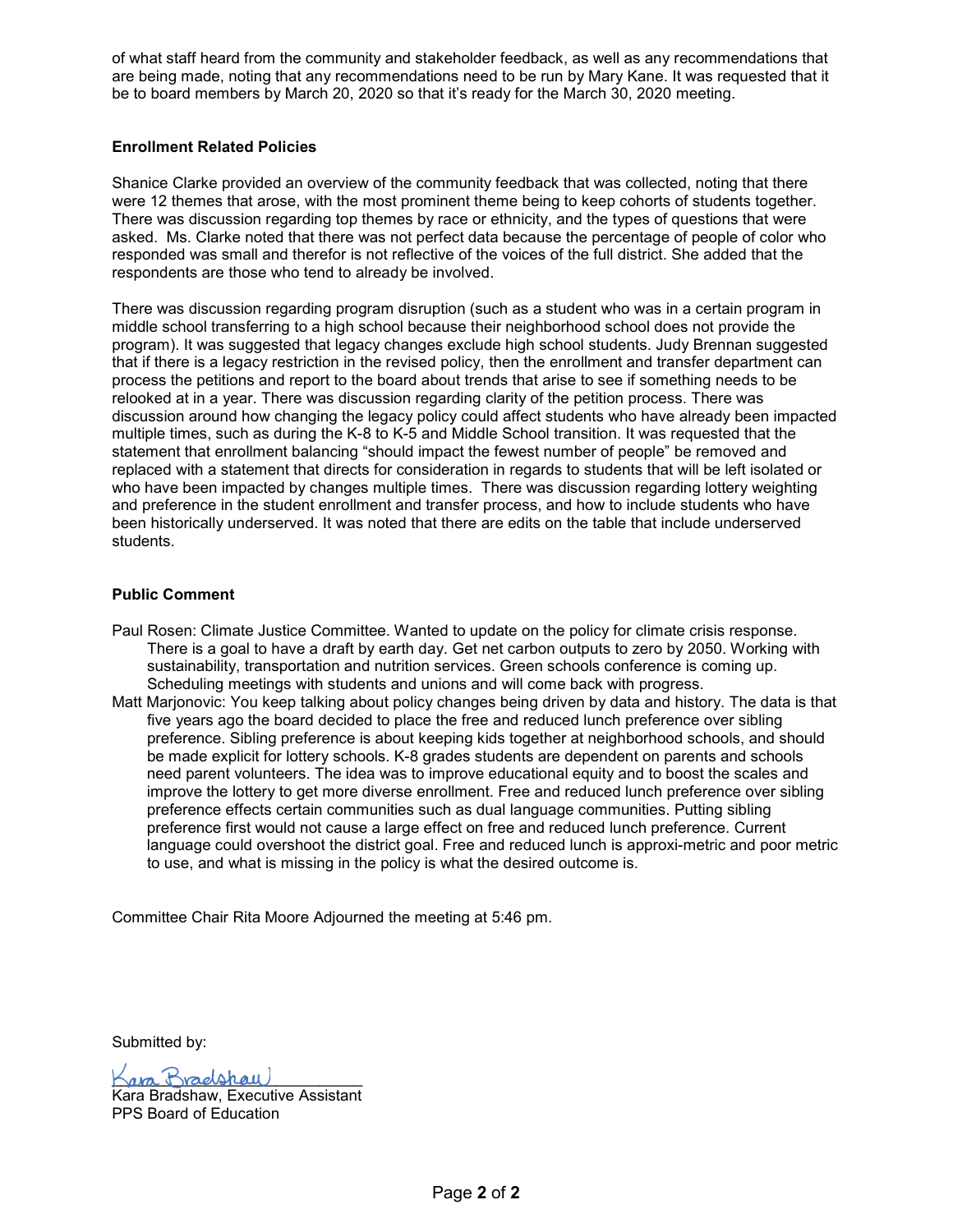of what staff heard from the community and stakeholder feedback, as well as any recommendations that are being made, noting that any recommendations need to be run by Mary Kane. It was requested that it be to board members by March 20, 2020 so that it's ready for the March 30, 2020 meeting.

**Enrollment Related Policies**

Shanice Clarke provided an overview of the community feedback that was collected, noting that there were 12 themes that arose, with the most prominent theme being to keep cohorts of students together. There was discussion regarding top themes by race or ethnicity, and the types of questions that were asked. Ms. Clarke noted that there was not perfect data because the percentage of people of color who responded was small and therefor is not reflective of the voices of the full district. She added that the respondents are those who tend to already be involved.

There was discussion regarding program disruption (such as a student who was in a certain program in middle school transferring to a high school because their neighborhood school does not provide the program). It was suggested that legacy changes exclude high school students. Judy Brennan suggested that if there is a legacy restriction in the revised policy, then the enrollment and transfer department can process the petitions and report to the board about trends that arise to see if something needs to be relooked at in a year. There was discussion regarding clarity of the petition process. There was discussion around how changing the legacy policy could affect students who have already been impacted multiple times, such as during the K-8 to K-5 and Middle School transition. It was requested that the statement that enrollment balancing "should impact the fewest number of people" be removed and replaced with a statement that directs for consideration in regards to students that will be left isolated or who have been impacted by changes multiple times. There was discussion regarding lottery weighting and preference in the student enrollment and transfer process, and how to include students who have been historically underserved. It was noted that there are edits on the table that include underserved students.

**Public Comment**

- Paul Rosen: Climate Justice Committee. Wanted to update on the policy for climate crisis response. There is a goal to have a draft by earth day. Get net carbon outputs to zero by 2050. Working with sustainability, transportation and nutrition services. Green schools conference is coming up. Scheduling meetings with students and unions and will come back with progress.
- Matt Marjonovic: You keep talking about policy changes being driven by data and history. The data is that five years ago the board decided to place the free and reduced lunch preference over sibling preference. Sibling preference is about keeping kids together at neighborhood schools, and should be made explicit for lottery schools. K-8 grades students are dependent on parents and schools need parent volunteers. The idea was to improve educational equity and to boost the scales and improve the lottery to get more diverse enrollment. Free and reduced lunch preference over sibling preference effects certain communities such as dual language communities. Putting sibling preference first would not cause a large effect on free and reduced lunch preference. Current language could overshoot the district goal. Free and reduced lunch is approxi-metric and poor metric to use, and what is missing in the policy is what the desired outcome is.

Committee Chair Rita Moore Adjourned the meeting at 5:46 pm.

Submitted by:

Kara Bradshaw

Kara Bradshaw, Executive Assistant
PPS Board of Education